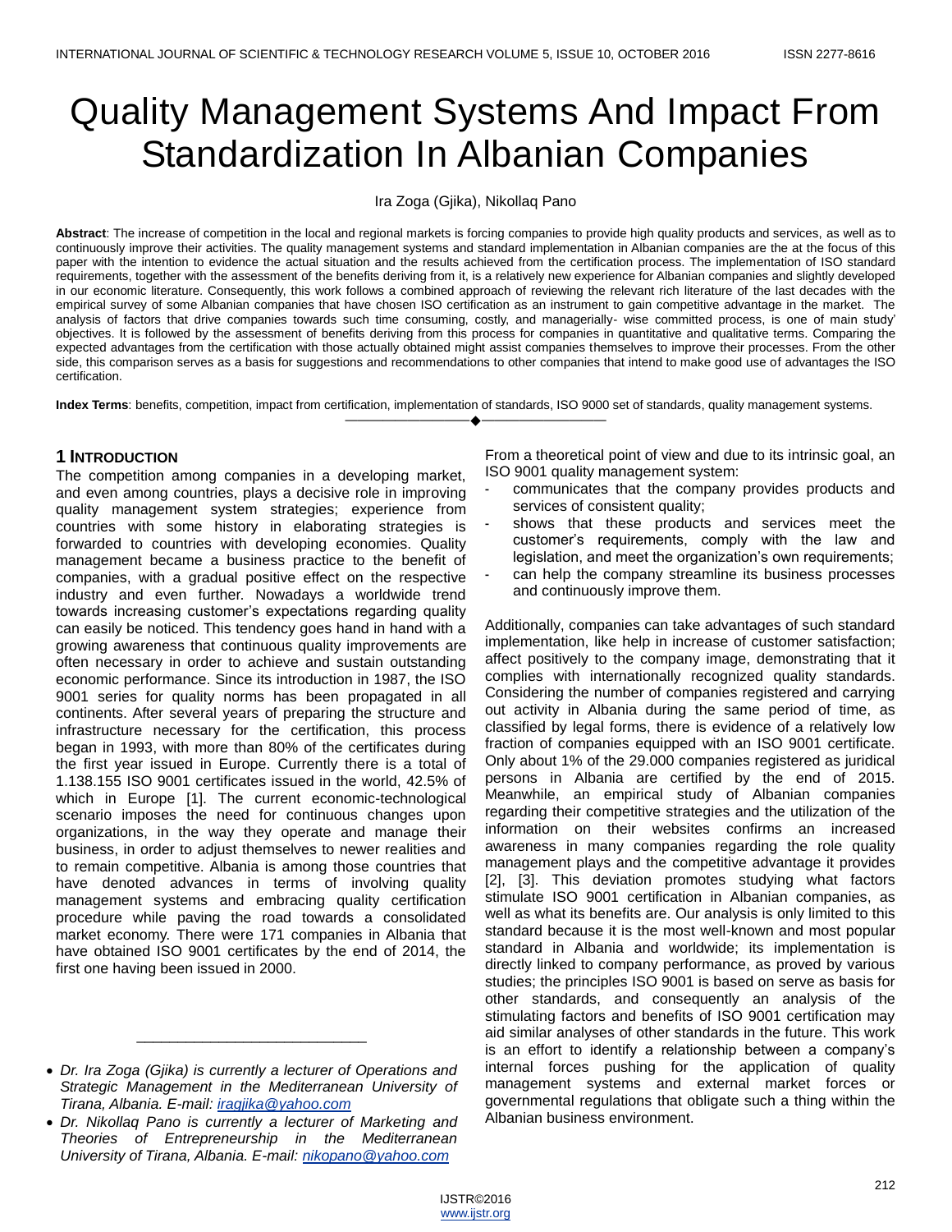# Quality Management Systems And Impact From Standardization In Albanian Companies

Ira Zoga (Gjika), Nikollaq Pano

**Abstract**: The increase of competition in the local and regional markets is forcing companies to provide high quality products and services, as well as to continuously improve their activities. The quality management systems and standard implementation in Albanian companies are the at the focus of this paper with the intention to evidence the actual situation and the results achieved from the certification process. The implementation of ISO standard requirements, together with the assessment of the benefits deriving from it, is a relatively new experience for Albanian companies and slightly developed in our economic literature. Consequently, this work follows a combined approach of reviewing the relevant rich literature of the last decades with the empirical survey of some Albanian companies that have chosen ISO certification as an instrument to gain competitive advantage in the market. The analysis of factors that drive companies towards such time consuming, costly, and managerially- wise committed process, is one of main study' objectives. It is followed by the assessment of benefits deriving from this process for companies in quantitative and qualitative terms. Comparing the expected advantages from the certification with those actually obtained might assist companies themselves to improve their processes. From the other side, this comparison serves as a basis for suggestions and recommendations to other companies that intend to make good use of advantages the ISO certification.

**Index Terms**: benefits, competition, impact from certification, implementation of standards, ISO 9000 set of standards, quality management systems.

## 1 Introduction

The competition among companies in a developing market, and even among countries, plays a decisive role in improving quality management system strategies; experience from countries with some history in elaborating strategies is forwarded to countries with developing economies. Quality management became a business practice to the benefit of companies, with a gradual positive effect on the respective industry and even further. Nowadays a worldwide trend towards increasing customer's expectations regarding quality can easily be noticed. This tendency goes hand in hand with a growing awareness that continuous quality improvements are often necessary in order to achieve and sustain outstanding economic performance. Since its introduction in 1987, the ISO 9001 series for quality norms has been propagated in all continents. After several years of preparing the structure and infrastructure necessary for the certification, this process began in 1993, with more than 80% of the certificates during the first year issued in Europe. Currently there is a total of 1.138.155 ISO 9001 certificates issued in the world, 42.5% of which in Europe [1]. The current economic-technological scenario imposes the need for continuous changes upon organizations, in the way they operate and manage their business, in order to adjust themselves to newer realities and to remain competitive. Albania is among those countries that have denoted advances in terms of involving quality management systems and embracing quality certification procedure while paving the road towards a consolidated market economy. There were 171 companies in Albania that have obtained ISO 9001 certificates by the end of 2014, the first one having been issued in 2000.

- *Dr. Ira Zoga (Gjika) is currently a lecturer of Operations and Strategic Management in the Mediterranean University of Tirana, Albania. E-mail: iragjika@yahoo.com*
- *Dr. Nikollaq Pano is currently a lecturer of Marketing and Theories of Entrepreneurship in the Mediterranean University of Tirana, Albania. E-mail: nikopano@yahoo.com*

From a theoretical point of view and due to its intrinsic goal, an ISO 9001 quality management system:

- communicates that the company provides products and services of consistent quality;
- shows that these products and services meet the customer's requirements, comply with the law and legislation, and meet the organization's own requirements;
- can help the company streamline its business processes and continuously improve them.

Additionally, companies can take advantages of such standard implementation, like help in increase of customer satisfaction; affect positively to the company image, demonstrating that it complies with internationally recognized quality standards. Considering the number of companies registered and carrying out activity in Albania during the same period of time, as classified by legal forms, there is evidence of a relatively low fraction of companies equipped with an ISO 9001 certificate. Only about 1% of the 29.000 companies registered as juridical persons in Albania are certified by the end of 2015. Meanwhile, an empirical study of Albanian companies regarding their competitive strategies and the utilization of the information on their websites confirms an increased awareness in many companies regarding the role quality management plays and the competitive advantage it provides [2], [3]. This deviation promotes studying what factors stimulate ISO 9001 certification in Albanian companies, as well as what its benefits are. Our analysis is only limited to this standard because it is the most well-known and most popular standard in Albania and worldwide; its implementation is directly linked to company performance, as proved by various studies; the principles ISO 9001 is based on serve as basis for other standards, and consequently an analysis of the stimulating factors and benefits of ISO 9001 certification may aid similar analyses of other standards in the future. This work is an effort to identify a relationship between a company's internal forces pushing for the application of quality management systems and external market forces or governmental regulations that obligate such a thing within the Albanian business environment.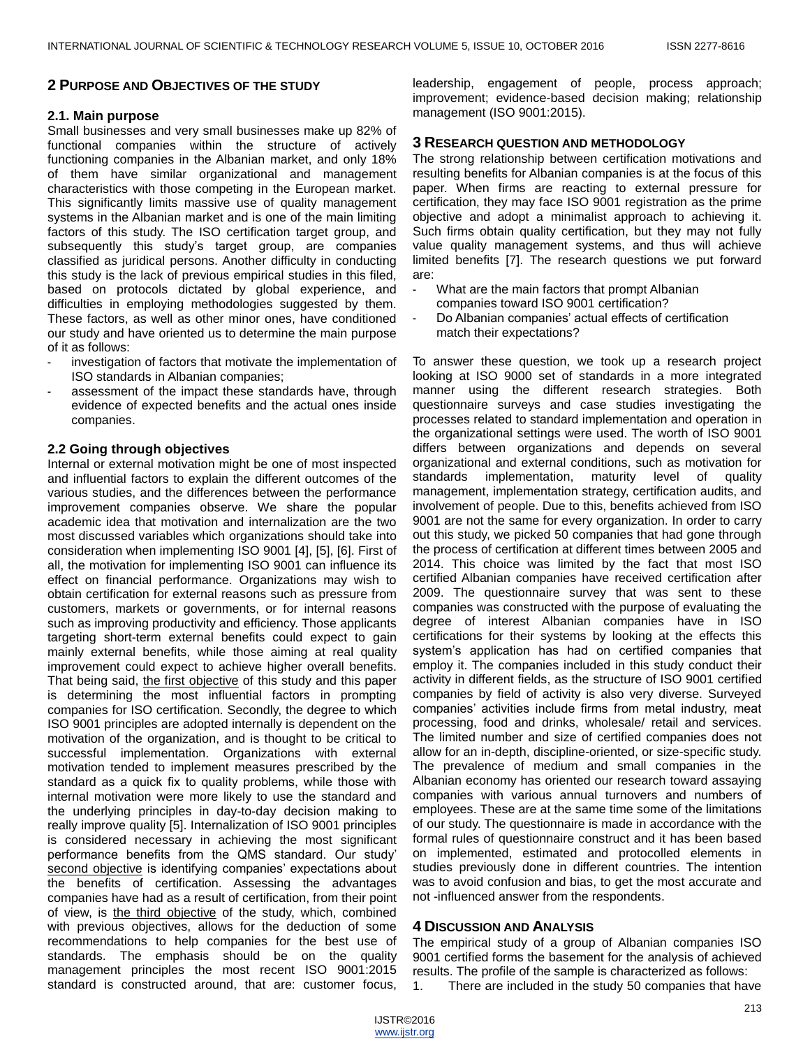## 2 Purpose and Objectives of the study

### 2.1. Main purpose

Small businesses and very small businesses make up 82% of functional companies within the structure of actively functioning companies in the Albanian market, and only 18% of them have similar organizational and management characteristics with those competing in the European market. This significantly limits massive use of quality management systems in the Albanian market and is one of the main limiting factors of this study. The ISO certification target group, and subsequently this study's target group, are companies classified as juridical persons. Another difficulty in conducting this study is the lack of previous empirical studies in this filed, based on protocols dictated by global experience, and difficulties in employing methodologies suggested by them. These factors, as well as other minor ones, have conditioned our study and have oriented us to determine the main purpose of it as follows:

- investigation of factors that motivate the implementation of ISO standards in Albanian companies;
- assessment of the impact these standards have, through evidence of expected benefits and the actual ones inside companies.

### 2.2 Going through objectives

Internal or external motivation might be one of most inspected and influential factors to explain the different outcomes of the various studies, and the differences between the performance improvement companies observe. We share the popular academic idea that motivation and internalization are the two most discussed variables which organizations should take into consideration when implementing ISO 9001 [4], [5], [6]. First of all, the motivation for implementing ISO 9001 can influence its effect on financial performance. Organizations may wish to obtain certification for external reasons such as pressure from customers, markets or governments, or for internal reasons such as improving productivity and efficiency. Those applicants targeting short-term external benefits could expect to gain mainly external benefits, while those aiming at real quality improvement could expect to achieve higher overall benefits. That being said, the first objective of this study and this paper is determining the most influential factors in prompting companies for ISO certification. Secondly, the degree to which ISO 9001 principles are adopted internally is dependent on the motivation of the organization, and is thought to be critical to successful implementation. Organizations with external motivation tended to implement measures prescribed by the standard as a quick fix to quality problems, while those with internal motivation were more likely to use the standard and the underlying principles in day-to-day decision making to really improve quality [5]. Internalization of ISO 9001 principles is considered necessary in achieving the most significant performance benefits from the QMS standard. Our study' second objective is identifying companies' expectations about the benefits of certification. Assessing the advantages companies have had as a result of certification, from their point of view, is the third objective of the study, which, combined with previous objectives, allows for the deduction of some recommendations to help companies for the best use of standards. The emphasis should be on the quality management principles the most recent ISO 9001:2015 standard is constructed around, that are: customer focus, leadership, engagement of people, process approach; improvement; evidence-based decision making; relationship management (ISO 9001:2015).

## 3 Research question and methodology

The strong relationship between certification motivations and resulting benefits for Albanian companies is at the focus of this paper. When firms are reacting to external pressure for certification, they may face ISO 9001 registration as the prime objective and adopt a minimalist approach to achieving it. Such firms obtain quality certification, but they may not fully value quality management systems, and thus will achieve limited benefits [7]. The research questions we put forward are:

- What are the main factors that prompt Albanian companies toward ISO 9001 certification?
- Do Albanian companies' actual effects of certification match their expectations?

To answer these question, we took up a research project looking at ISO 9000 set of standards in a more integrated manner using the different research strategies. Both questionnaire surveys and case studies investigating the processes related to standard implementation and operation in the organizational settings were used. The worth of ISO 9001 differs between organizations and depends on several organizational and external conditions, such as motivation for standards implementation, maturity level of quality management, implementation strategy, certification audits, and involvement of people. Due to this, benefits achieved from ISO 9001 are not the same for every organization. In order to carry out this study, we picked 50 companies that had gone through the process of certification at different times between 2005 and 2014. This choice was limited by the fact that most ISO certified Albanian companies have received certification after 2009. The questionnaire survey that was sent to these companies was constructed with the purpose of evaluating the degree of interest Albanian companies have in ISO certifications for their systems by looking at the effects this system's application has had on certified companies that employ it. The companies included in this study conduct their activity in different fields, as the structure of ISO 9001 certified companies by field of activity is also very diverse. Surveyed companies' activities include firms from metal industry, meat processing, food and drinks, wholesale/ retail and services. The limited number and size of certified companies does not allow for an in-depth, discipline-oriented, or size-specific study. The prevalence of medium and small companies in the Albanian economy has oriented our research toward assaying companies with various annual turnovers and numbers of employees. These are at the same time some of the limitations of our study. The questionnaire is made in accordance with the formal rules of questionnaire construct and it has been based on implemented, estimated and protocolled elements in studies previously done in different countries. The intention was to avoid confusion and bias, to get the most accurate and not -influenced answer from the respondents.

## 4 Discussion and Analysis

The empirical study of a group of Albanian companies ISO 9001 certified forms the basement for the analysis of achieved results. The profile of the sample is characterized as follows:

1. There are included in the study 50 companies that have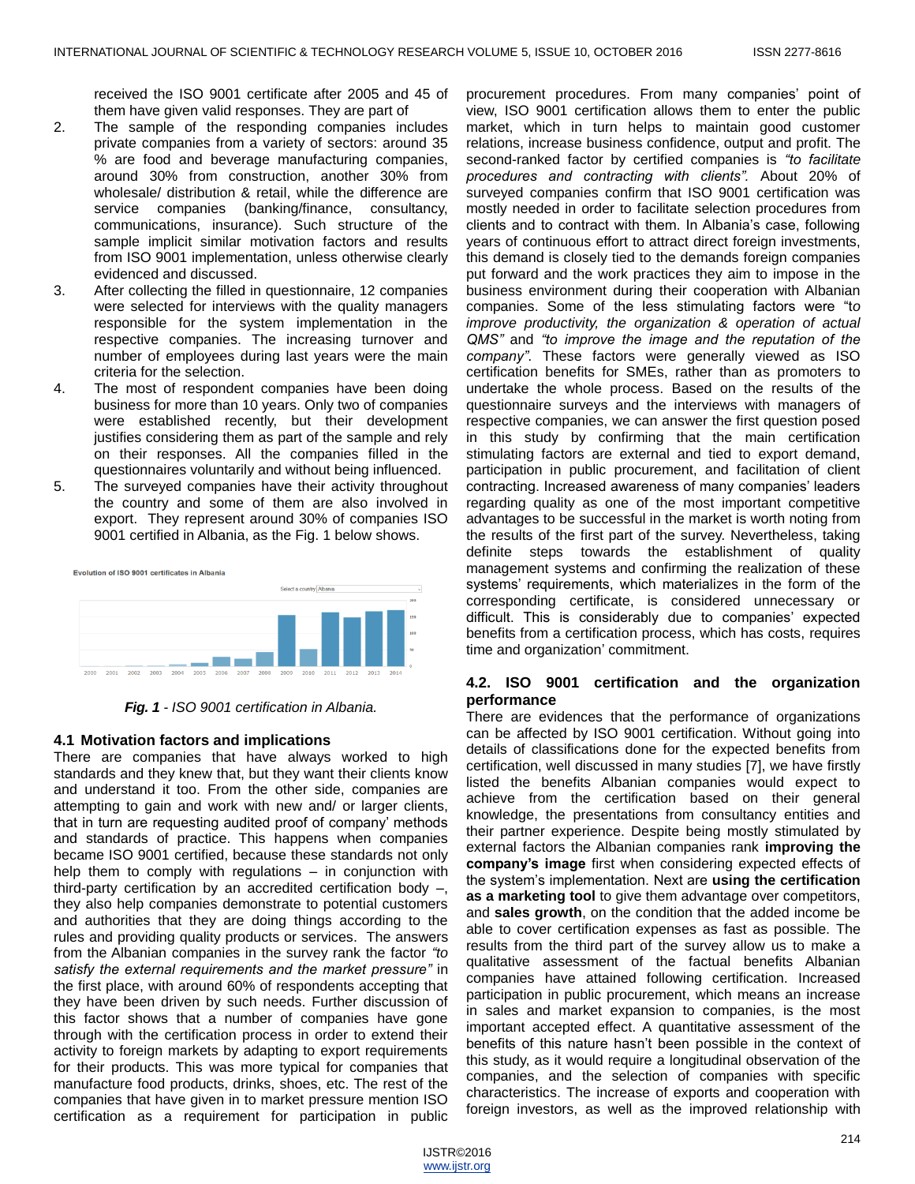received the ISO 9001 certificate after 2005 and 45 of them have given valid responses. They are part of

2. The sample of the responding companies includes private companies from a variety of sectors: around 35 % are food and beverage manufacturing companies, around 30% from construction, another 30% from wholesale/ distribution & retail, while the difference are service companies (banking/finance, consultancy, communications, insurance). Such structure of the sample implicit similar motivation factors and results from ISO 9001 implementation, unless otherwise clearly evidenced and discussed.
3. After collecting the filled in questionnaire, 12 companies were selected for interviews with the quality managers responsible for the system implementation in the respective companies. The increasing turnover and number of employees during last years were the main criteria for the selection.
4. The most of respondent companies have been doing business for more than 10 years. Only two of companies were established recently, but their development justifies considering them as part of the sample and rely on their responses. All the companies filled in the questionnaires voluntarily and without being influenced.
5. The surveyed companies have their activity throughout the country and some of them are also involved in export. They represent around 30% of companies ISO 9001 certified in Albania, as the Fig. 1 below shows.

***Fig. 1** - ISO 9001 certification in Albania.*

### 4.1 Motivation factors and implications

There are companies that have always worked to high standards and they knew that, but they want their clients know and understand it too. From the other side, companies are attempting to gain and work with new and/ or larger clients, that in turn are requesting audited proof of company' methods and standards of practice. This happens when companies became ISO 9001 certified, because these standards not only help them to comply with regulations – in conjunction with third-party certification by an accredited certification body –, they also help companies demonstrate to potential customers and authorities that they are doing things according to the rules and providing quality products or services. The answers from the Albanian companies in the survey rank the factor *"to satisfy the external requirements and the market pressure"* in the first place, with around 60% of respondents accepting that they have been driven by such needs. Further discussion of this factor shows that a number of companies have gone through with the certification process in order to extend their activity to foreign markets by adapting to export requirements for their products. This was more typical for companies that manufacture food products, drinks, shoes, etc. The rest of the companies that have given in to market pressure mention ISO certification as a requirement for participation in public procurement procedures. From many companies' point of view, ISO 9001 certification allows them to enter the public market, which in turn helps to maintain good customer relations, increase business confidence, output and profit. The second-ranked factor by certified companies is *"to facilitate procedures and contracting with clients"*. About 20% of surveyed companies confirm that ISO 9001 certification was mostly needed in order to facilitate selection procedures from clients and to contract with them. In Albania's case, following years of continuous effort to attract direct foreign investments, this demand is closely tied to the demands foreign companies put forward and the work practices they aim to impose in the business environment during their cooperation with Albanian companies. Some of the less stimulating factors were "*to improve productivity, the organization & operation of actual QMS"* and *"to improve the image and the reputation of the company"*. These factors were generally viewed as ISO certification benefits for SMEs, rather than as promoters to undertake the whole process. Based on the results of the questionnaire surveys and the interviews with managers of respective companies, we can answer the first question posed in this study by confirming that the main certification stimulating factors are external and tied to export demand, participation in public procurement, and facilitation of client contracting. Increased awareness of many companies' leaders regarding quality as one of the most important competitive advantages to be successful in the market is worth noting from the results of the first part of the survey. Nevertheless, taking definite steps towards the establishment of quality management systems and confirming the realization of these systems' requirements, which materializes in the form of the corresponding certificate, is considered unnecessary or difficult. This is considerably due to companies' expected benefits from a certification process, which has costs, requires time and organization' commitment.

### 4.2. ISO 9001 certification and the organization performance

There are evidences that the performance of organizations can be affected by ISO 9001 certification. Without going into details of classifications done for the expected benefits from certification, well discussed in many studies [7], we have firstly listed the benefits Albanian companies would expect to achieve from the certification based on their general knowledge, the presentations from consultancy entities and their partner experience. Despite being mostly stimulated by external factors the Albanian companies rank **improving the company's image** first when considering expected effects of the system's implementation. Next are **using the certification as a marketing tool** to give them advantage over competitors, and **sales growth**, on the condition that the added income be able to cover certification expenses as fast as possible. The results from the third part of the survey allow us to make a qualitative assessment of the factual benefits Albanian companies have attained following certification. Increased participation in public procurement, which means an increase in sales and market expansion to companies, is the most important accepted effect. A quantitative assessment of the benefits of this nature hasn't been possible in the context of this study, as it would require a longitudinal observation of the companies, and the selection of companies with specific characteristics. The increase of exports and cooperation with foreign investors, as well as the improved relationship with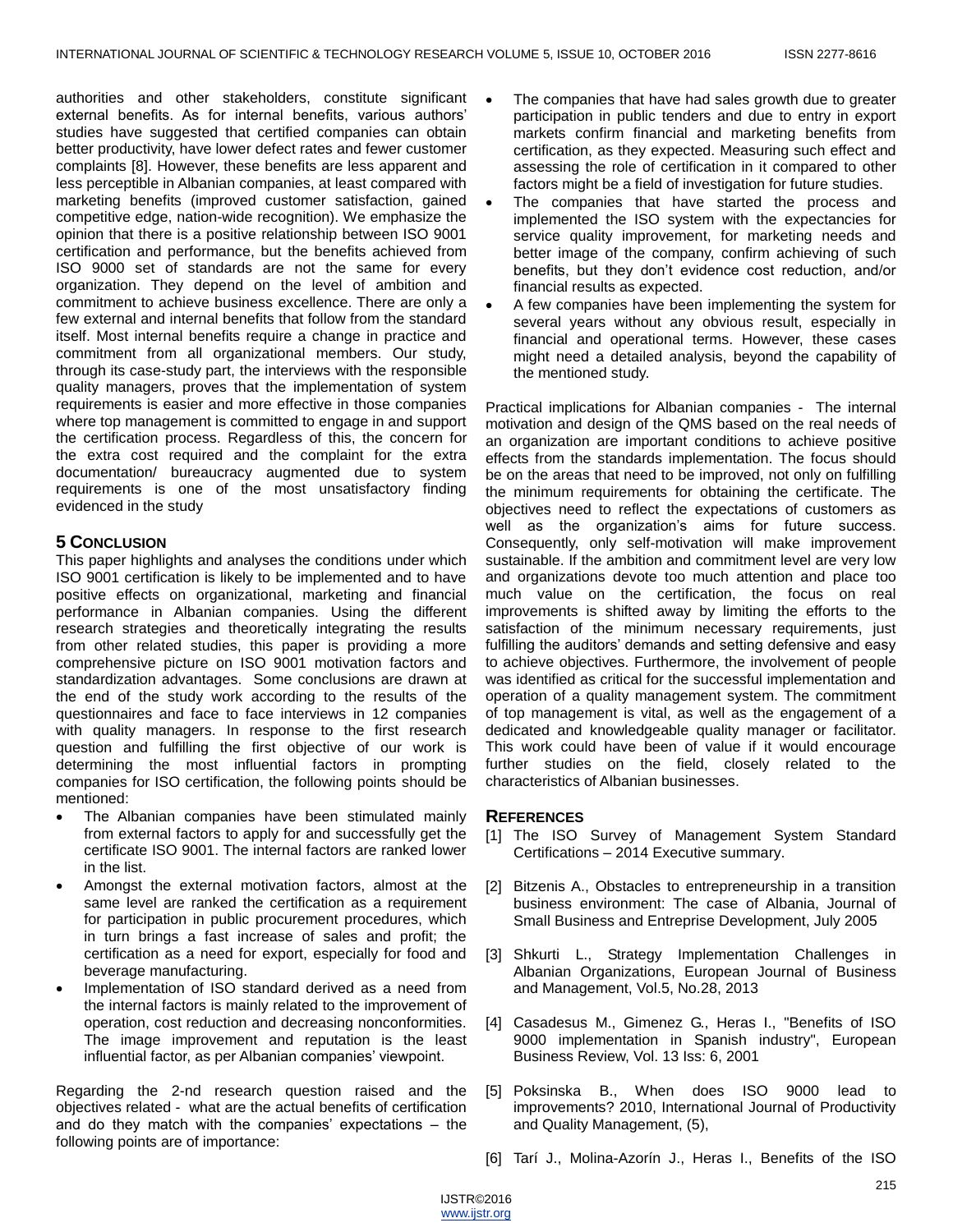authorities and other stakeholders, constitute significant external benefits. As for internal benefits, various authors' studies have suggested that certified companies can obtain better productivity, have lower defect rates and fewer customer complaints [8]. However, these benefits are less apparent and less perceptible in Albanian companies, at least compared with marketing benefits (improved customer satisfaction, gained competitive edge, nation-wide recognition). We emphasize the opinion that there is a positive relationship between ISO 9001 certification and performance, but the benefits achieved from ISO 9000 set of standards are not the same for every organization. They depend on the level of ambition and commitment to achieve business excellence. There are only a few external and internal benefits that follow from the standard itself. Most internal benefits require a change in practice and commitment from all organizational members. Our study, through its case-study part, the interviews with the responsible quality managers, proves that the implementation of system requirements is easier and more effective in those companies where top management is committed to engage in and support the certification process. Regardless of this, the concern for the extra cost required and the complaint for the extra documentation/ bureaucracy augmented due to system requirements is one of the most unsatisfactory finding evidenced in the study

## 5 Conclusion

This paper highlights and analyses the conditions under which ISO 9001 certification is likely to be implemented and to have positive effects on organizational, marketing and financial performance in Albanian companies. Using the different research strategies and theoretically integrating the results from other related studies, this paper is providing a more comprehensive picture on ISO 9001 motivation factors and standardization advantages. Some conclusions are drawn at the end of the study work according to the results of the questionnaires and face to face interviews in 12 companies with quality managers. In response to the first research question and fulfilling the first objective of our work is determining the most influential factors in prompting companies for ISO certification, the following points should be mentioned:

- The Albanian companies have been stimulated mainly from external factors to apply for and successfully get the certificate ISO 9001. The internal factors are ranked lower in the list.
- Amongst the external motivation factors, almost at the same level are ranked the certification as a requirement for participation in public procurement procedures, which in turn brings a fast increase of sales and profit; the certification as a need for export, especially for food and beverage manufacturing.
- Implementation of ISO standard derived as a need from the internal factors is mainly related to the improvement of operation, cost reduction and decreasing nonconformities. The image improvement and reputation is the least influential factor, as per Albanian companies' viewpoint.

Regarding the 2-nd research question raised and the objectives related - what are the actual benefits of certification and do they match with the companies' expectations – the following points are of importance:

- The companies that have had sales growth due to greater participation in public tenders and due to entry in export markets confirm financial and marketing benefits from certification, as they expected. Measuring such effect and assessing the role of certification in it compared to other factors might be a field of investigation for future studies.
- The companies that have started the process and implemented the ISO system with the expectancies for service quality improvement, for marketing needs and better image of the company, confirm achieving of such benefits, but they don't evidence cost reduction, and/or financial results as expected.
- A few companies have been implementing the system for several years without any obvious result, especially in financial and operational terms. However, these cases might need a detailed analysis, beyond the capability of the mentioned study.

Practical implications for Albanian companies - The internal motivation and design of the QMS based on the real needs of an organization are important conditions to achieve positive effects from the standards implementation. The focus should be on the areas that need to be improved, not only on fulfilling the minimum requirements for obtaining the certificate. The objectives need to reflect the expectations of customers as well as the organization's aims for future success. Consequently, only self-motivation will make improvement sustainable. If the ambition and commitment level are very low and organizations devote too much attention and place too much value on the certification, the focus on real improvements is shifted away by limiting the efforts to the satisfaction of the minimum necessary requirements, just fulfilling the auditors' demands and setting defensive and easy to achieve objectives. Furthermore, the involvement of people was identified as critical for the successful implementation and operation of a quality management system. The commitment of top management is vital, as well as the engagement of a dedicated and knowledgeable quality manager or facilitator. This work could have been of value if it would encourage further studies on the field, closely related to the characteristics of Albanian businesses.

## References

[1] The ISO Survey of Management System Standard Certifications – 2014 Executive summary.

[2] Bitzenis A., Obstacles to entrepreneurship in a transition business environment: The case of Albania, Journal of Small Business and Entreprise Development, July 2005

[3] Shkurti L., Strategy Implementation Challenges in Albanian Organizations, European Journal of Business and Management, Vol.5, No.28, 2013

[4] Casadesus M., Gimenez G., Heras I., "Benefits of ISO 9000 implementation in Spanish industry", European Business Review, Vol. 13 Iss: 6, 2001

[5] Poksinska B., When does ISO 9000 lead to improvements? 2010, International Journal of Productivity and Quality Management, (5),

[6] Tarí J., Molina-Azorín J., Heras I., Benefits of the ISO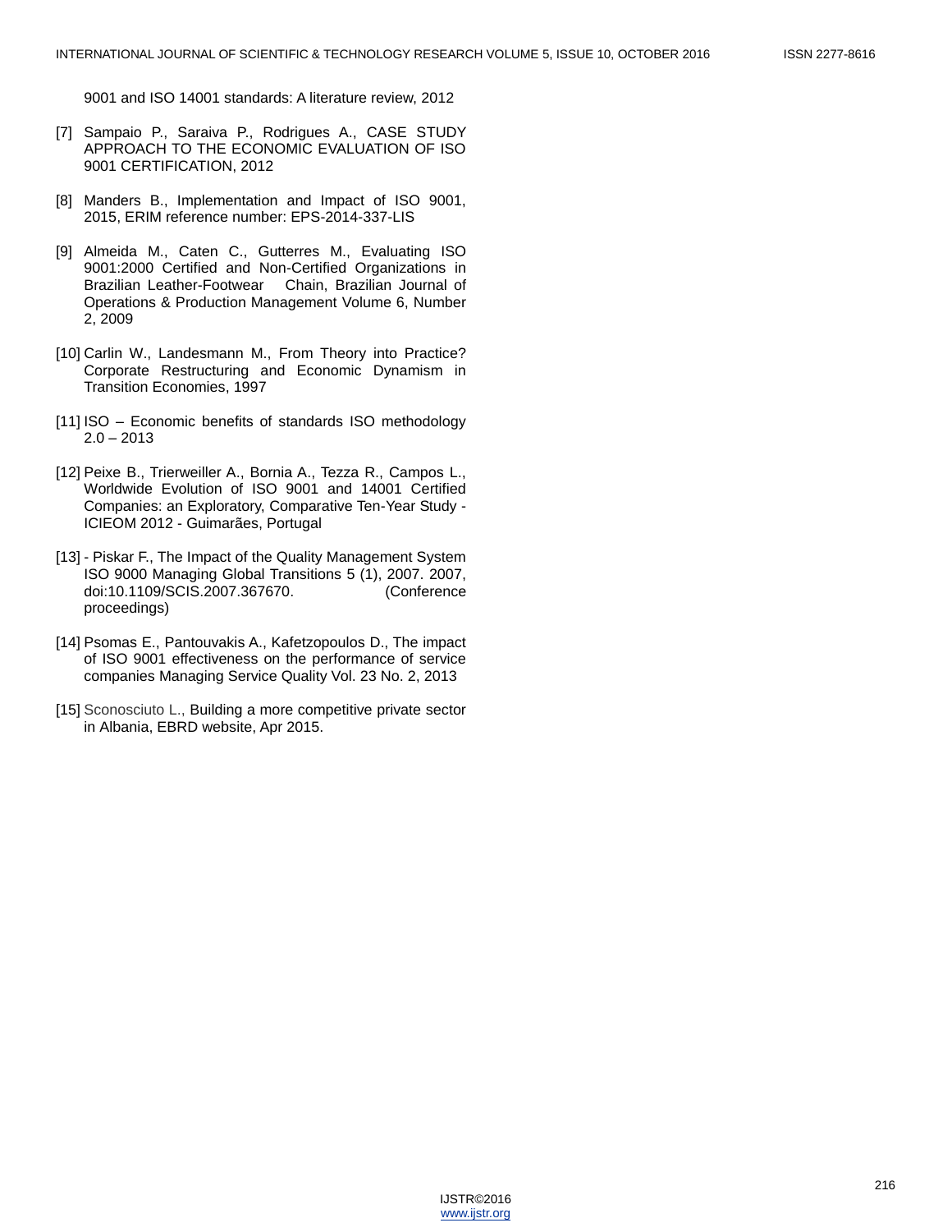9001 and ISO 14001 standards: A literature review, 2012

[7] Sampaio P., Saraiva P., Rodrigues A., CASE STUDY APPROACH TO THE ECONOMIC EVALUATION OF ISO 9001 CERTIFICATION, 2012

[8] Manders B., Implementation and Impact of ISO 9001, 2015, ERIM reference number: EPS-2014-337-LIS

[9] Almeida M., Caten C., Gutterres M., Evaluating ISO 9001:2000 Certified and Non-Certified Organizations in Brazilian Leather-Footwear Chain, Brazilian Journal of Operations & Production Management Volume 6, Number 2, 2009

[10] Carlin W., Landesmann M., From Theory into Practice? Corporate Restructuring and Economic Dynamism in Transition Economies, 1997

[11] ISO – Economic benefits of standards ISO methodology 2.0 – 2013

[12] Peixe B., Trierweiller A., Bornia A., Tezza R., Campos L., Worldwide Evolution of ISO 9001 and 14001 Certified Companies: an Exploratory, Comparative Ten-Year Study - ICIEOM 2012 - Guimarães, Portugal

[13] - Piskar F., The Impact of the Quality Management System ISO 9000 Managing Global Transitions 5 (1), 2007. 2007, doi:10.1109/SCIS.2007.367670. (Conference proceedings)

[14] Psomas E., Pantouvakis A., Kafetzopoulos D., The impact of ISO 9001 effectiveness on the performance of service companies Managing Service Quality Vol. 23 No. 2, 2013

[15] Sconosciuto L., Building a more competitive private sector in Albania, EBRD website, Apr 2015.